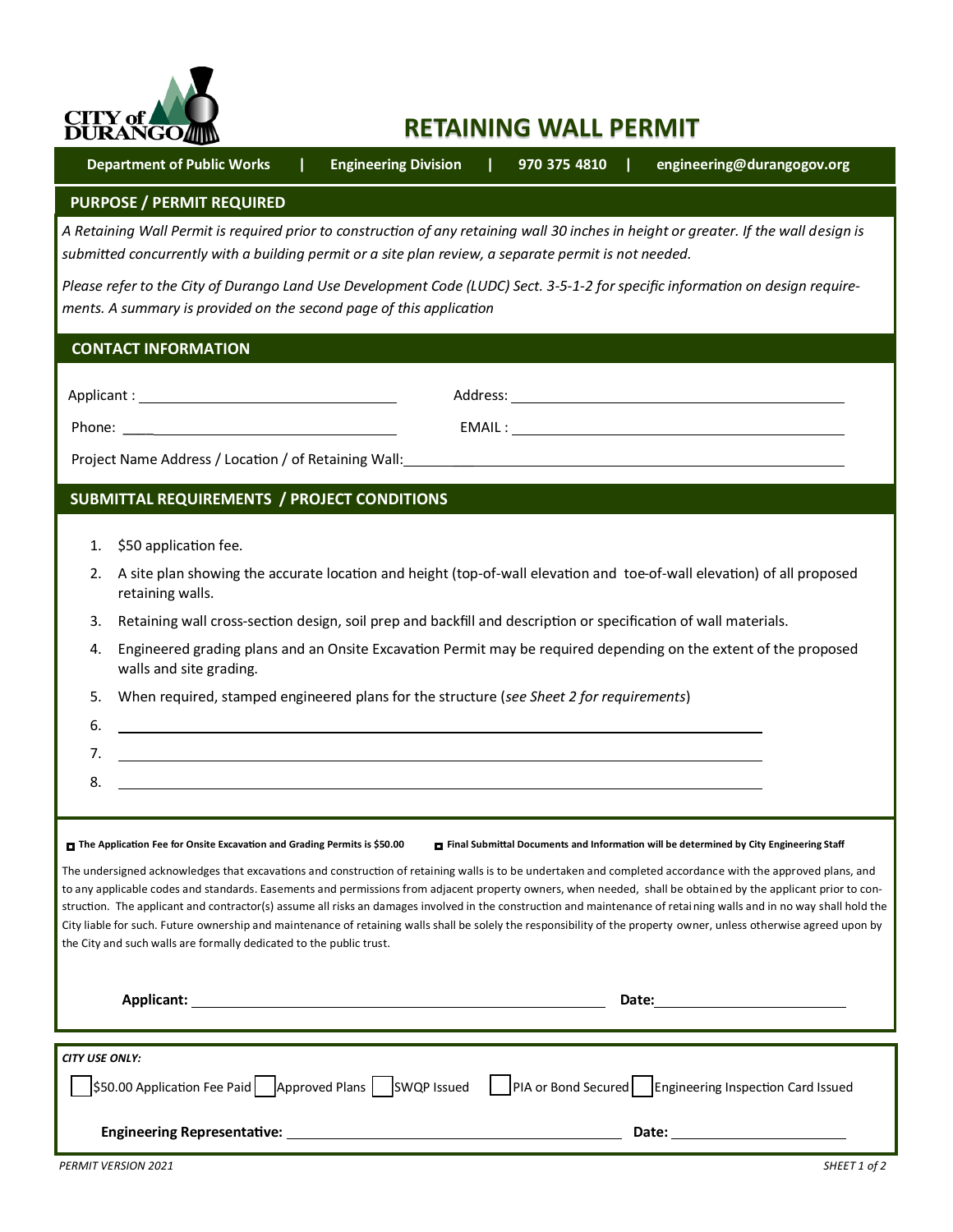CITY of DURANGO

# RETAINING WALL PERMIT

**Department of Public Works | Engineering Division | 970 375 4810 | engineering@durangogov.org**

## PURPOSE / PERMIT REQUIRED

*A Retaining Wall Permit is required prior to construction of any retaining wall 30 inches in height or greater. If the wall design is submitted concurrently with a building permit or a site plan review, a separate permit is not needed.*

*Please refer to the City of Durango Land Use Development Code (LUDC) Sect. 3-5-1-2 for specific information on design requirements. A summary is provided on the second page of this application*

## CONTACT INFORMATION

Applicant : ______________________ Address: ______________________

Phone: ______________________ EMAIL : ______________________

Project Name Address / Location / of Retaining Wall: ______________________

## SUBMITTAL REQUIREMENTS / PROJECT CONDITIONS

1. $50 application fee.
2. A site plan showing the accurate location and height (top-of-wall elevation and toe-of-wall elevation) of all proposed retaining walls.
3. Retaining wall cross-section design, soil prep and backfill and description or specification of wall materials.
4. Engineered grading plans and an Onsite Excavation Permit may be required depending on the extent of the proposed walls and site grading.
5. When required, stamped engineered plans for the structure (*see Sheet 2 for requirements*)
6. ______________________
7. ______________________
8. ______________________

- **The Application Fee for Onsite Excavation and Grading Permits is $50.00**
- **Final Submittal Documents and Information will be determined by City Engineering Staff**

The undersigned acknowledges that excavations and construction of retaining walls is to be undertaken and completed accordance with the approved plans, and to any applicable codes and standards. Easements and permissions from adjacent property owners, when needed, shall be obtained by the applicant prior to construction. The applicant and contractor(s) assume all risks an damages involved in the construction and maintenance of retaining walls and in no way shall hold the City liable for such. Future ownership and maintenance of retaining walls shall be solely the responsibility of the property owner, unless otherwise agreed upon by the City and such walls are formally dedicated to the public trust.

**Applicant:** ______________________ **Date:** ______________

*CITY USE ONLY:*

☐ $50.00 Application Fee Paid ☐ Approved Plans ☐ SWQP Issued ☐ PIA or Bond Secured ☐ Engineering Inspection Card Issued

**Engineering Representative:** ______________________ **Date:** ______________

*PERMIT VERSION 2021*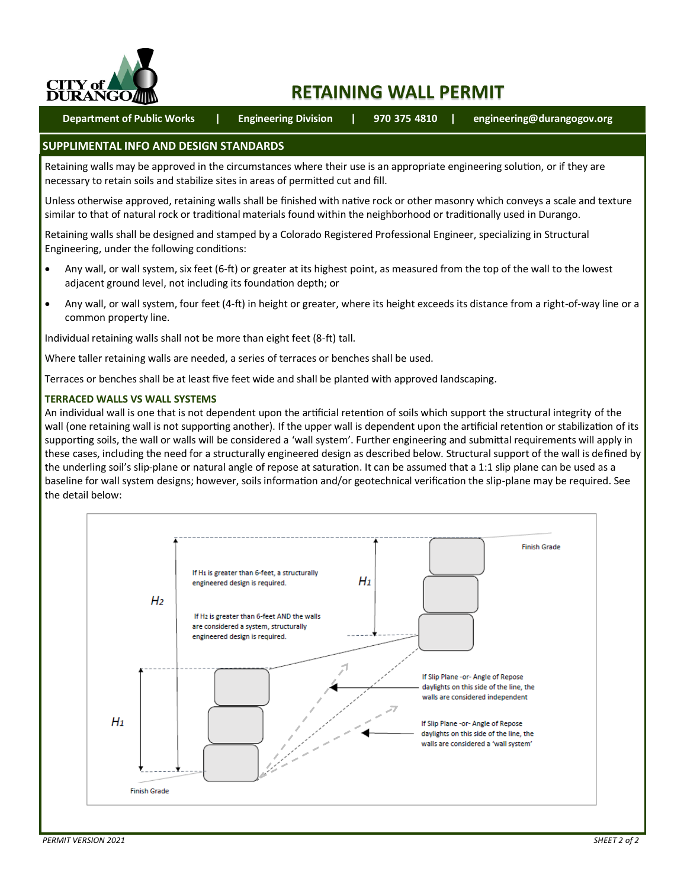# RETAINING WALL PERMIT

**Department of Public Works | Engineering Division | 970 375 4810 | engineering@durangogov.org**

## SUPPLIMENTAL INFO AND DESIGN STANDARDS

Retaining walls may be approved in the circumstances where their use is an appropriate engineering solution, or if they are necessary to retain soils and stabilize sites in areas of permitted cut and fill.

Unless otherwise approved, retaining walls shall be finished with native rock or other masonry which conveys a scale and texture similar to that of natural rock or traditional materials found within the neighborhood or traditionally used in Durango.

Retaining walls shall be designed and stamped by a Colorado Registered Professional Engineer, specializing in Structural Engineering, under the following conditions:

- Any wall, or wall system, six feet (6-ft) or greater at its highest point, as measured from the top of the wall to the lowest adjacent ground level, not including its foundation depth; or
- Any wall, or wall system, four feet (4-ft) in height or greater, where its height exceeds its distance from a right-of-way line or a common property line.

Individual retaining walls shall not be more than eight feet (8-ft) tall.

Where taller retaining walls are needed, a series of terraces or benches shall be used.

Terraces or benches shall be at least five feet wide and shall be planted with approved landscaping.

### TERRACED WALLS VS WALL SYSTEMS

An individual wall is one that is not dependent upon the artificial retention of soils which support the structural integrity of the wall (one retaining wall is not supporting another). If the upper wall is dependent upon the artificial retention or stabilization of its supporting soils, the wall or walls will be considered a 'wall system'. Further engineering and submittal requirements will apply in these cases, including the need for a structurally engineered design as described below. Structural support of the wall is defined by the underling soil's slip-plane or natural angle of repose at saturation. It can be assumed that a 1:1 slip plane can be used as a baseline for wall system designs; however, soils information and/or geotechnical verification the slip-plane may be required. See the detail below:

Finish Grade

$H_2$

$H_1$

If $H_1$ is greater than 6-feet, a structurally engineered design is required.

If $H_2$ is greater than 6-feet AND the walls are considered a system, structurally engineered design is required.

$H_1$

If Slip Plane -or- Angle of Repose daylights on this side of the line, the walls are considered independent

If Slip Plane -or- Angle of Repose daylights on this side of the line, the walls are considered a 'wall system'

Finish Grade

*PERMIT VERSION 2021*